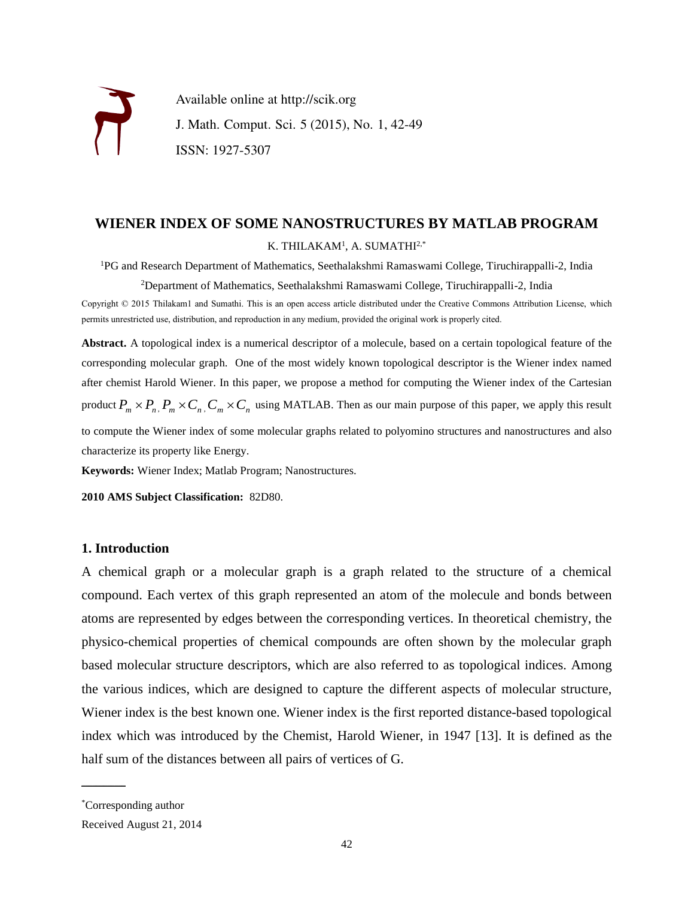Available online at http://scik.org
J. Math. Comput. Sci. 5 (2015), No. 1, 42-49
ISSN: 1927-5307

# WIENER INDEX OF SOME NANOSTRUCTURES BY MATLAB PROGRAM

K. THILAKAM[1], A. SUMATHI[2,*]

[1]PG and Research Department of Mathematics, Seethalakshmi Ramaswami College, Tiruchirappalli-2, India

[2]Department of Mathematics, Seethalakshmi Ramaswami College, Tiruchirappalli-2, India

Copyright © 2015 Thilakam1 and Sumathi. This is an open access article distributed under the Creative Commons Attribution License, which permits unrestricted use, distribution, and reproduction in any medium, provided the original work is properly cited.

**Abstract.** A topological index is a numerical descriptor of a molecule, based on a certain topological feature of the corresponding molecular graph. One of the most widely known topological descriptor is the Wiener index named after chemist Harold Wiener. In this paper, we propose a method for computing the Wiener index of the Cartesian product $P_m \times P_n, P_m \times C_n, C_m \times C_n$ using MATLAB. Then as our main purpose of this paper, we apply this result to compute the Wiener index of some molecular graphs related to polyomino structures and nanostructures and also characterize its property like Energy.

**Keywords:** Wiener Index; Matlab Program; Nanostructures.

**2010 AMS Subject Classification:** 82D80.

## 1. Introduction

A chemical graph or a molecular graph is a graph related to the structure of a chemical compound. Each vertex of this graph represented an atom of the molecule and bonds between atoms are represented by edges between the corresponding vertices. In theoretical chemistry, the physico-chemical properties of chemical compounds are often shown by the molecular graph based molecular structure descriptors, which are also referred to as topological indices. Among the various indices, which are designed to capture the different aspects of molecular structure, Wiener index is the best known one. Wiener index is the first reported distance-based topological index which was introduced by the Chemist, Harold Wiener, in 1947 [13]. It is defined as the half sum of the distances between all pairs of vertices of G.

---

*Corresponding author

Received August 21, 2014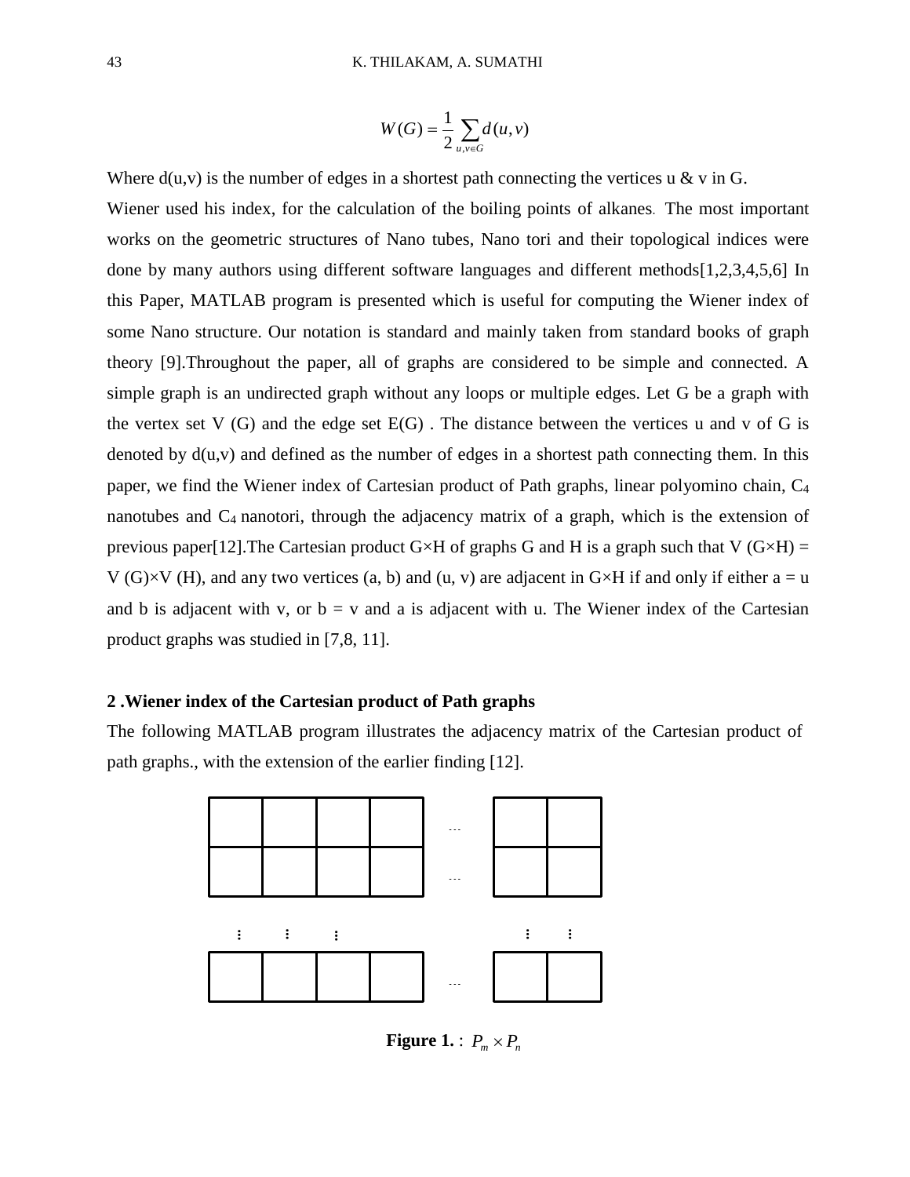$$W(G) = \frac{1}{2}\sum_{u,v \in G} d(u,v)$$

Where d(u,v) is the number of edges in a shortest path connecting the vertices u & v in G.

Wiener used his index, for the calculation of the boiling points of alkanes. The most important works on the geometric structures of Nano tubes, Nano tori and their topological indices were done by many authors using different software languages and different methods[1,2,3,4,5,6] In this Paper, MATLAB program is presented which is useful for computing the Wiener index of some Nano structure. Our notation is standard and mainly taken from standard books of graph theory [9].Throughout the paper, all of graphs are considered to be simple and connected. A simple graph is an undirected graph without any loops or multiple edges. Let G be a graph with the vertex set V (G) and the edge set E(G) . The distance between the vertices u and v of G is denoted by d(u,v) and defined as the number of edges in a shortest path connecting them. In this paper, we find the Wiener index of Cartesian product of Path graphs, linear polyomino chain, $C_4$ nanotubes and $C_4$ nanotori, through the adjacency matrix of a graph, which is the extension of previous paper[12].The Cartesian product G×H of graphs G and H is a graph such that V (G×H) = V (G)×V (H), and any two vertices (a, b) and (u, v) are adjacent in G×H if and only if either a = u and b is adjacent with v, or b = v and a is adjacent with u. The Wiener index of the Cartesian product graphs was studied in [7,8, 11].

## 2 .Wiener index of the Cartesian product of Path graphs

The following MATLAB program illustrates the adjacency matrix of the Cartesian product of path graphs., with the extension of the earlier finding [12].

**Figure 1.** : $P_m \times P_n$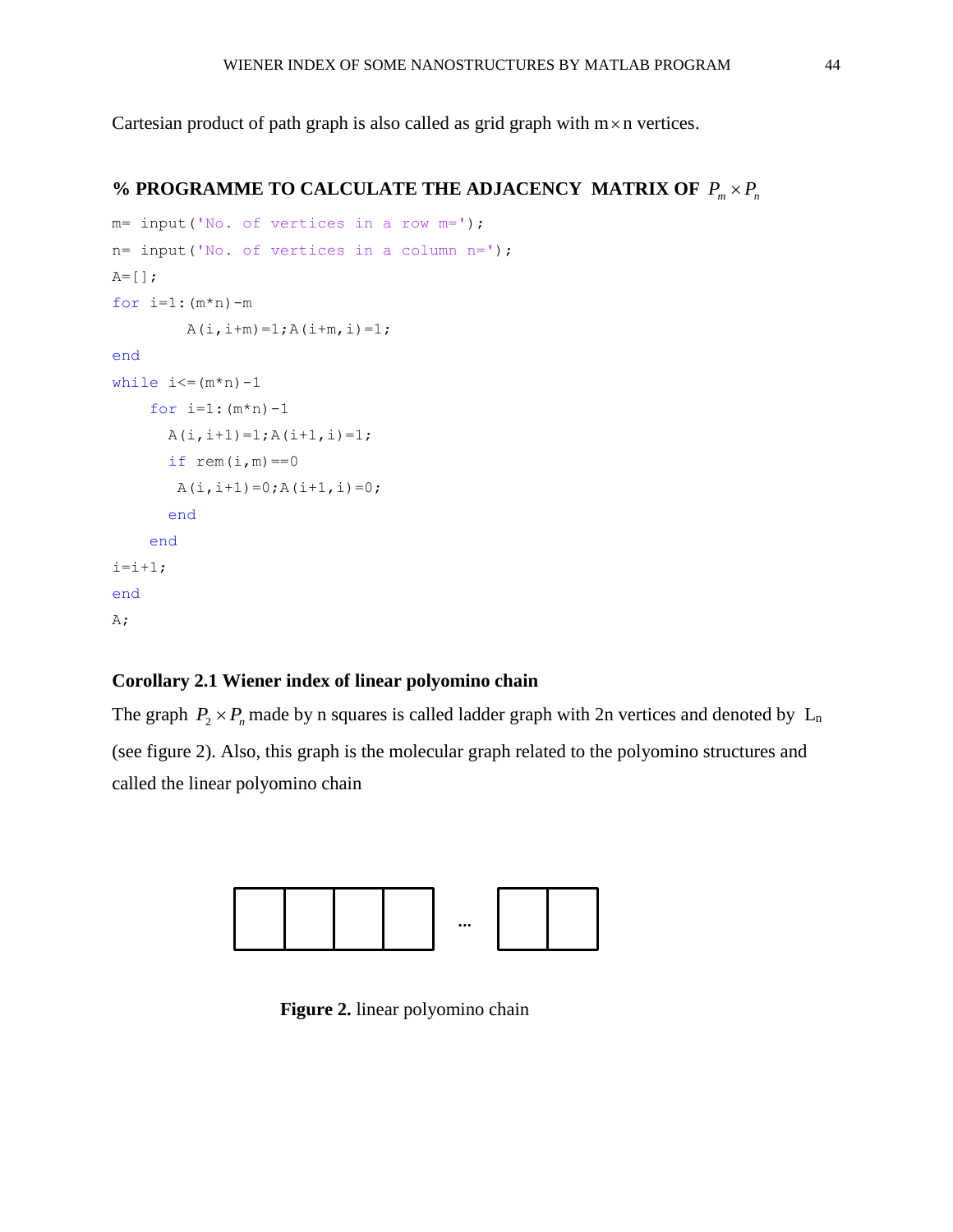Cartesian product of path graph is also called as grid graph with $m \times n$ vertices.

**% PROGRAMME TO CALCULATE THE ADJACENCY MATRIX OF $P_m \times P_n$**

```
m= input('No. of vertices in a row m=');
n= input('No. of vertices in a column n=');
A=[];
for i=1:(m*n)-m
        A(i,i+m)=1;A(i+m,i)=1;
end
while i<=(m*n)-1
    for i=1:(m*n)-1
      A(i,i+1)=1;A(i+1,i)=1;
      if rem(i,m)==0
       A(i,i+1)=0;A(i+1,i)=0;
      end
    end
i=i+1;
end
A;
```

**Corollary 2.1 Wiener index of linear polyomino chain**

The graph $P_2 \times P_n$ made by n squares is called ladder graph with 2n vertices and denoted by $L_n$ (see figure 2). Also, this graph is the molecular graph related to the polyomino structures and called the linear polyomino chain

**Figure 2.** linear polyomino chain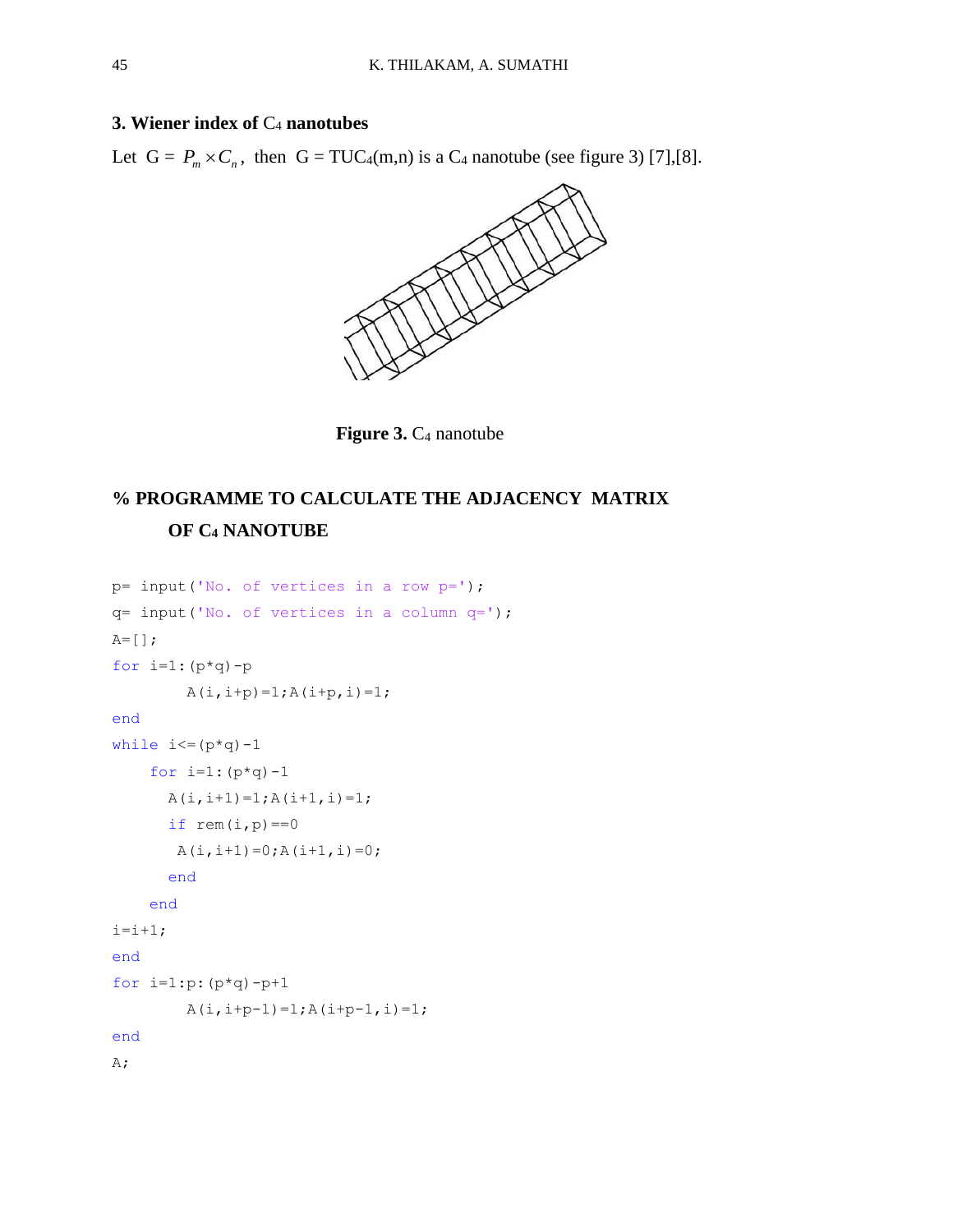### 3. Wiener index of $C_4$ nanotubes

Let $G = P_m \times C_n$, then $G = TUC_4(m,n)$ is a $C_4$ nanotube (see figure 3) [7],[8].

**Figure 3.** $C_4$ nanotube

**% PROGRAMME TO CALCULATE THE ADJACENCY MATRIX OF $C_4$ NANOTUBE**

```
p= input('No. of vertices in a row p=');
q= input('No. of vertices in a column q=');
A=[];
for i=1:(p*q)-p
        A(i,i+p)=1;A(i+p,i)=1;
end
while i<=(p*q)-1
    for i=1:(p*q)-1
      A(i,i+1)=1;A(i+1,i)=1;
      if rem(i,p)==0
       A(i,i+1)=0;A(i+1,i)=0;
      end
    end
i=i+1;
end
for i=1:p:(p*q)-p+1
        A(i,i+p-1)=1;A(i+p-1,i)=1;
end
A;
```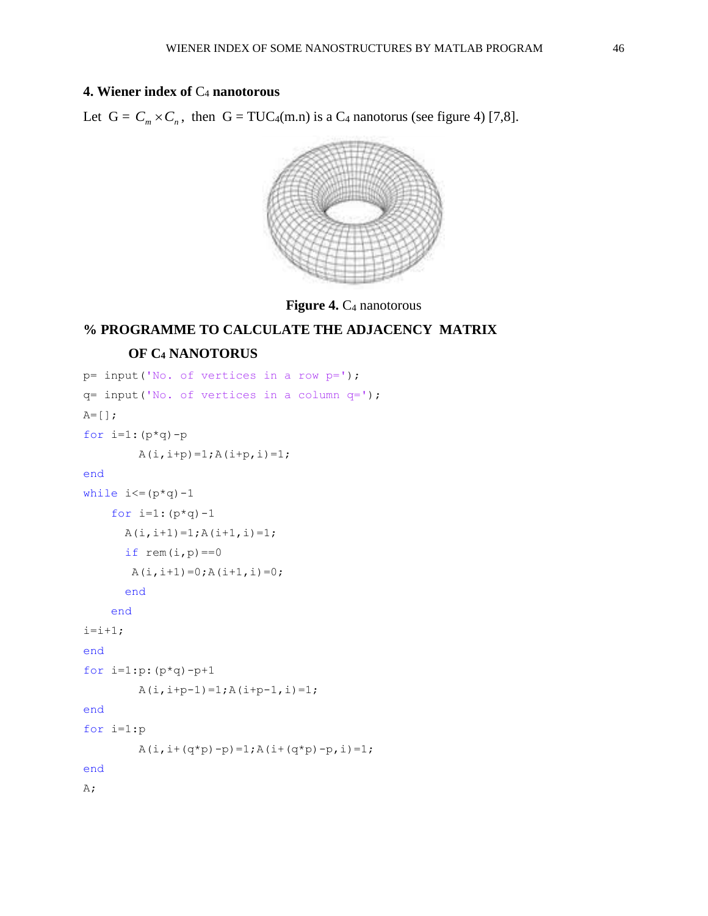## 4. Wiener index of $C_4$ nanotorous

Let $G = C_m \times C_n$, then $G = TUC_4(m.n)$ is a $C_4$ nanotorus (see figure 4) [7,8].

**Figure 4.** $C_4$ nanotorous

**% PROGRAMME TO CALCULATE THE ADJACENCY MATRIX OF $C_4$ NANOTORUS**

```
p= input('No. of vertices in a row p=');
q= input('No. of vertices in a column q=');
A=[];
for i=1:(p*q)-p
        A(i,i+p)=1;A(i+p,i)=1;
end
while i<=(p*q)-1
    for i=1:(p*q)-1
      A(i,i+1)=1;A(i+1,i)=1;
      if rem(i,p)==0
       A(i,i+1)=0;A(i+1,i)=0;
      end
    end
i=i+1;
end
for i=1:p:(p*q)-p+1
        A(i,i+p-1)=1;A(i+p-1,i)=1;
end
for i=1:p
        A(i,i+(q*p)-p)=1;A(i+(q*p)-p,i)=1;
end
A;
```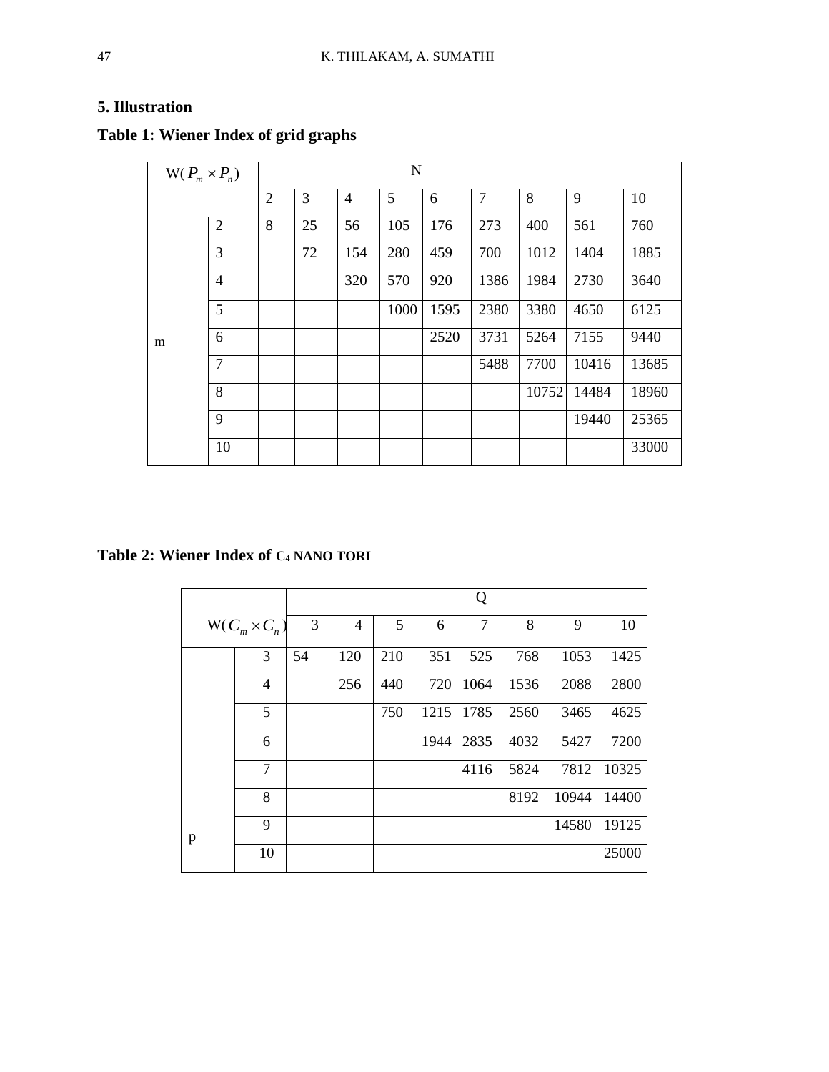## 5. Illustration

**Table 1: Wiener Index of grid graphs**

| W($P_m \times P_n$) | | N | | | | | | | | |
|---|---|---|---|---|---|---|---|---|---|---|
| | | 2 | 3 | 4 | 5 | 6 | 7 | 8 | 9 | 10 |
| m | 2 | 8 | 25 | 56 | 105 | 176 | 273 | 400 | 561 | 760 |
| | 3 | | 72 | 154 | 280 | 459 | 700 | 1012 | 1404 | 1885 |
| | 4 | | | 320 | 570 | 920 | 1386 | 1984 | 2730 | 3640 |
| | 5 | | | | 1000 | 1595 | 2380 | 3380 | 4650 | 6125 |
| | 6 | | | | | 2520 | 3731 | 5264 | 7155 | 9440 |
| | 7 | | | | | | 5488 | 7700 | 10416 | 13685 |
| | 8 | | | | | | | 10752 | 14484 | 18960 |
| | 9 | | | | | | | | 19440 | 25365 |
| | 10 | | | | | | | | | 33000 |

**Table 2: Wiener Index of $C_4$ NANO TORI**

| W($C_m \times C_n$) | | Q | | | | | | | |
|---|---|---|---|---|---|---|---|---|---|
| | | 3 | 4 | 5 | 6 | 7 | 8 | 9 | 10 |
| p | 3 | 54 | 120 | 210 | 351 | 525 | 768 | 1053 | 1425 |
| | 4 | | 256 | 440 | 720 | 1064 | 1536 | 2088 | 2800 |
| | 5 | | | 750 | 1215 | 1785 | 2560 | 3465 | 4625 |
| | 6 | | | | 1944 | 2835 | 4032 | 5427 | 7200 |
| | 7 | | | | | 4116 | 5824 | 7812 | 10325 |
| | 8 | | | | | | 8192 | 10944 | 14400 |
| | 9 | | | | | | | 14580 | 19125 |
| | 10 | | | | | | | | 25000 |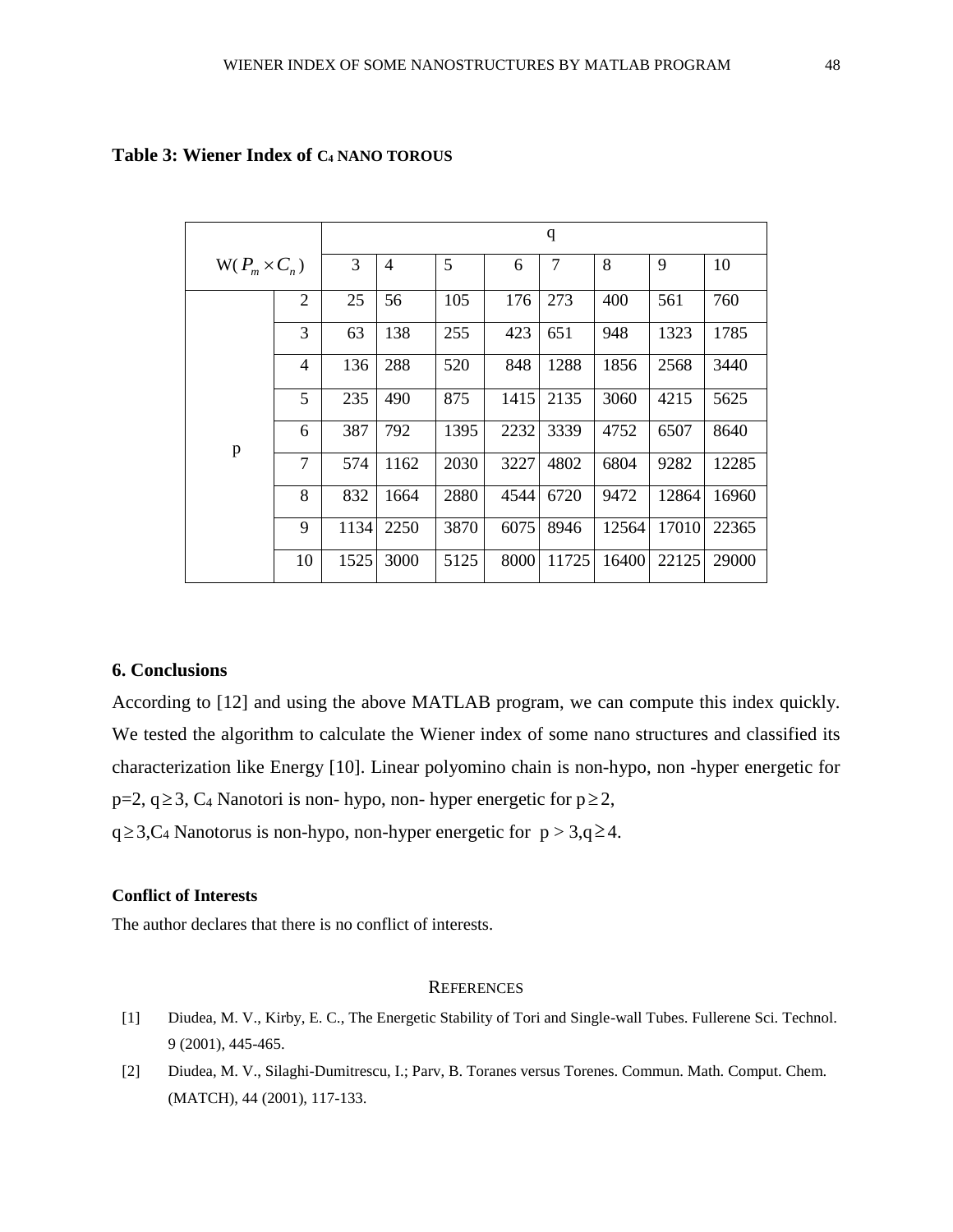**Table 3: Wiener Index of $C_4$ NANO TOROUS**

| $W(P_m \times C_n)$ | | q | | | | | | | |
|---|---|---|---|---|---|---|---|---|---|
| | | 3 | 4 | 5 | 6 | 7 | 8 | 9 | 10 |
| p | 2 | 25 | 56 | 105 | 176 | 273 | 400 | 561 | 760 |
| | 3 | 63 | 138 | 255 | 423 | 651 | 948 | 1323 | 1785 |
| | 4 | 136 | 288 | 520 | 848 | 1288 | 1856 | 2568 | 3440 |
| | 5 | 235 | 490 | 875 | 1415 | 2135 | 3060 | 4215 | 5625 |
| | 6 | 387 | 792 | 1395 | 2232 | 3339 | 4752 | 6507 | 8640 |
| | 7 | 574 | 1162 | 2030 | 3227 | 4802 | 6804 | 9282 | 12285 |
| | 8 | 832 | 1664 | 2880 | 4544 | 6720 | 9472 | 12864 | 16960 |
| | 9 | 1134 | 2250 | 3870 | 6075 | 8946 | 12564 | 17010 | 22365 |
| | 10 | 1525 | 3000 | 5125 | 8000 | 11725 | 16400 | 22125 | 29000 |

## 6. Conclusions

According to [12] and using the above MATLAB program, we can compute this index quickly. We tested the algorithm to calculate the Wiener index of some nano structures and classified its characterization like Energy [10]. Linear polyomino chain is non-hypo, non -hyper energetic for p=2, $q \geq 3$, $C_4$ Nanotori is non- hypo, non- hyper energetic for $p \geq 2$,
$q \geq 3$, $C_4$ Nanotorus is non-hypo, non-hyper energetic for $p > 3, q \geq 4$.

### Conflict of Interests

The author declares that there is no conflict of interests.

## REFERENCES

[1] Diudea, M. V., Kirby, E. C., The Energetic Stability of Tori and Single-wall Tubes. Fullerene Sci. Technol. 9 (2001), 445-465.

[2] Diudea, M. V., Silaghi-Dumitrescu, I.; Parv, B. Toranes versus Torenes. Commun. Math. Comput. Chem. (MATCH), 44 (2001), 117-133.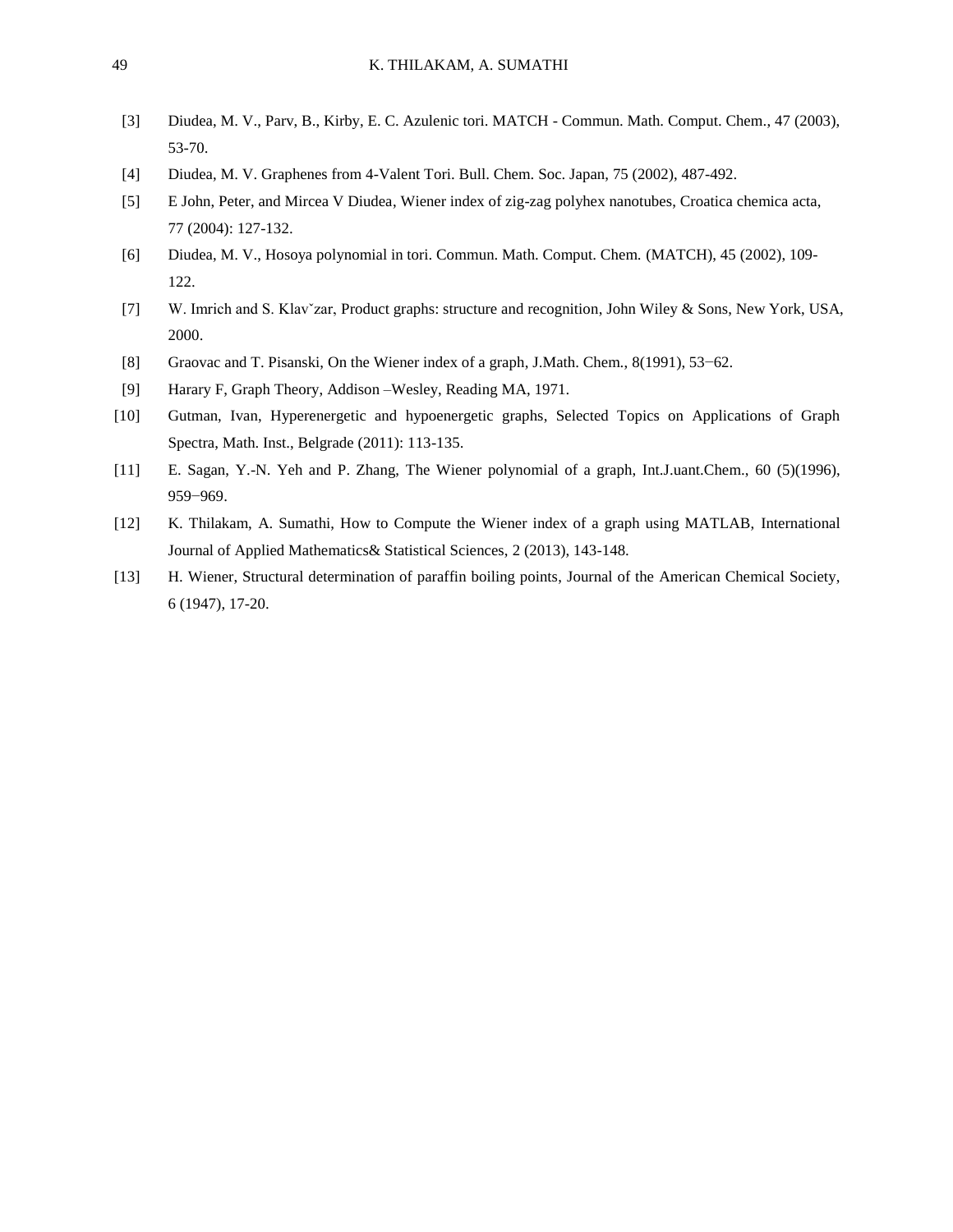[3] Diudea, M. V., Parv, B., Kirby, E. C. Azulenic tori. MATCH - Commun. Math. Comput. Chem., 47 (2003), 53-70.

[4] Diudea, M. V. Graphenes from 4-Valent Tori. Bull. Chem. Soc. Japan, 75 (2002), 487-492.

[5] E John, Peter, and Mircea V Diudea, Wiener index of zig-zag polyhex nanotubes, Croatica chemica acta, 77 (2004): 127-132.

[6] Diudea, M. V., Hosoya polynomial in tori. Commun. Math. Comput. Chem. (MATCH), 45 (2002), 109-122.

[7] W. Imrich and S. Klavˇzar, Product graphs: structure and recognition, John Wiley & Sons, New York, USA, 2000.

[8] Graovac and T. Pisanski, On the Wiener index of a graph, J.Math. Chem., 8(1991), 53−62.

[9] Harary F, Graph Theory, Addison –Wesley, Reading MA, 1971.

[10] Gutman, Ivan, Hyperenergetic and hypoenergetic graphs, Selected Topics on Applications of Graph Spectra, Math. Inst., Belgrade (2011): 113-135.

[11] E. Sagan, Y.-N. Yeh and P. Zhang, The Wiener polynomial of a graph, Int.J.uant.Chem., 60 (5)(1996), 959−969.

[12] K. Thilakam, A. Sumathi, How to Compute the Wiener index of a graph using MATLAB, International Journal of Applied Mathematics& Statistical Sciences, 2 (2013), 143-148.

[13] H. Wiener, Structural determination of paraffin boiling points, Journal of the American Chemical Society, 6 (1947), 17-20.